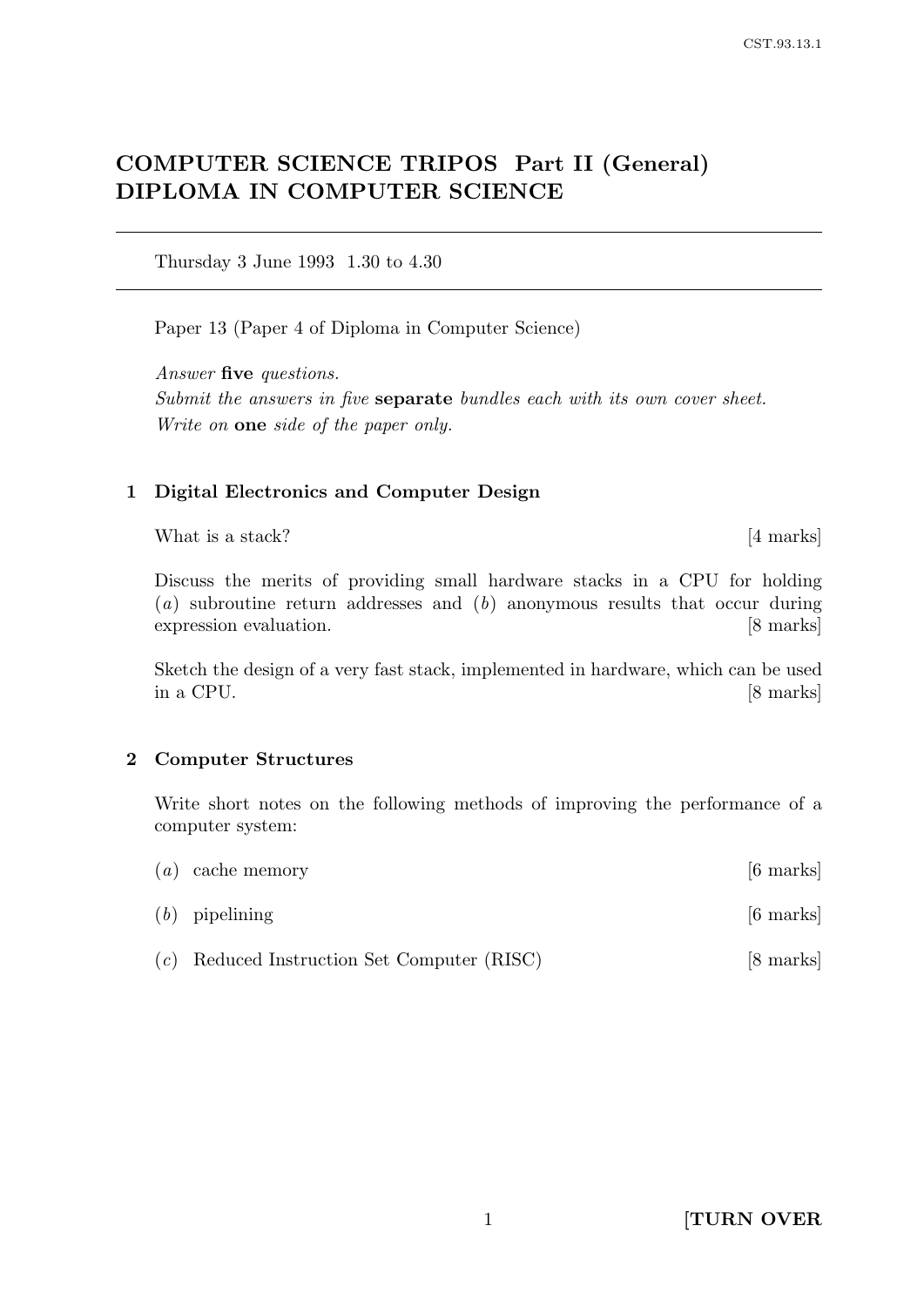# COMPUTER SCIENCE TRIPOS Part II (General)
# DIPLOMA IN COMPUTER SCIENCE

---

Thursday 3 June 1993 1.30 to 4.30

---

Paper 13 (Paper 4 of Diploma in Computer Science)

*Answer* **five** *questions.*
*Submit the answers in five* **separate** *bundles each with its own cover sheet.*
*Write on* **one** *side of the paper only.*

## 1 Digital Electronics and Computer Design

What is a stack? [4 marks]

Discuss the merits of providing small hardware stacks in a CPU for holding (*a*) subroutine return addresses and (*b*) anonymous results that occur during expression evaluation. [8 marks]

Sketch the design of a very fast stack, implemented in hardware, which can be used in a CPU. [8 marks]

## 2 Computer Structures

Write short notes on the following methods of improving the performance of a computer system:

(*a*) cache memory [6 marks]

(*b*) pipelining [6 marks]

(*c*) Reduced Instruction Set Computer (RISC) [8 marks]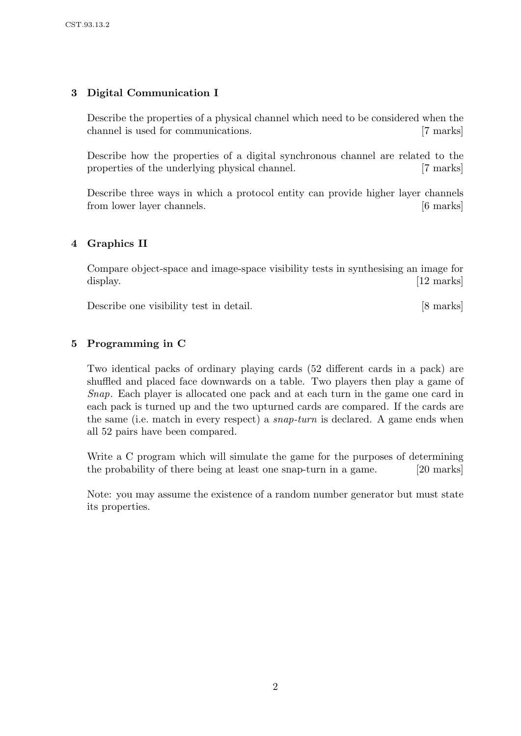## 3 Digital Communication I

Describe the properties of a physical channel which need to be considered when the channel is used for communications. [7 marks]

Describe how the properties of a digital synchronous channel are related to the properties of the underlying physical channel. [7 marks]

Describe three ways in which a protocol entity can provide higher layer channels from lower layer channels. [6 marks]

## 4 Graphics II

Compare object-space and image-space visibility tests in synthesising an image for display. [12 marks]

Describe one visibility test in detail. [8 marks]

## 5 Programming in C

Two identical packs of ordinary playing cards (52 different cards in a pack) are shuffled and placed face downwards on a table. Two players then play a game of *Snap*. Each player is allocated one pack and at each turn in the game one card in each pack is turned up and the two upturned cards are compared. If the cards are the same (i.e. match in every respect) a *snap-turn* is declared. A game ends when all 52 pairs have been compared.

Write a C program which will simulate the game for the purposes of determining the probability of there being at least one snap-turn in a game. [20 marks]

Note: you may assume the existence of a random number generator but must state its properties.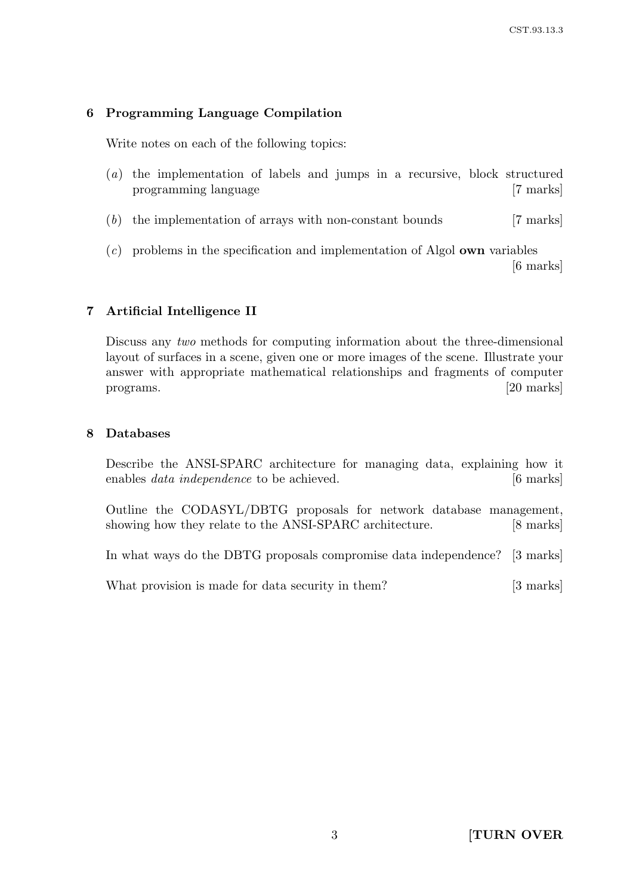## 6 Programming Language Compilation

Write notes on each of the following topics:

(*a*) the implementation of labels and jumps in a recursive, block structured programming language [7 marks]

(*b*) the implementation of arrays with non-constant bounds [7 marks]

(*c*) problems in the specification and implementation of Algol **own** variables [6 marks]

## 7 Artificial Intelligence II

Discuss any *two* methods for computing information about the three-dimensional layout of surfaces in a scene, given one or more images of the scene. Illustrate your answer with appropriate mathematical relationships and fragments of computer programs. [20 marks]

## 8 Databases

Describe the ANSI-SPARC architecture for managing data, explaining how it enables *data independence* to be achieved. [6 marks]

Outline the CODASYL/DBTG proposals for network database management, showing how they relate to the ANSI-SPARC architecture. [8 marks]

In what ways do the DBTG proposals compromise data independence? [3 marks]

What provision is made for data security in them? [3 marks]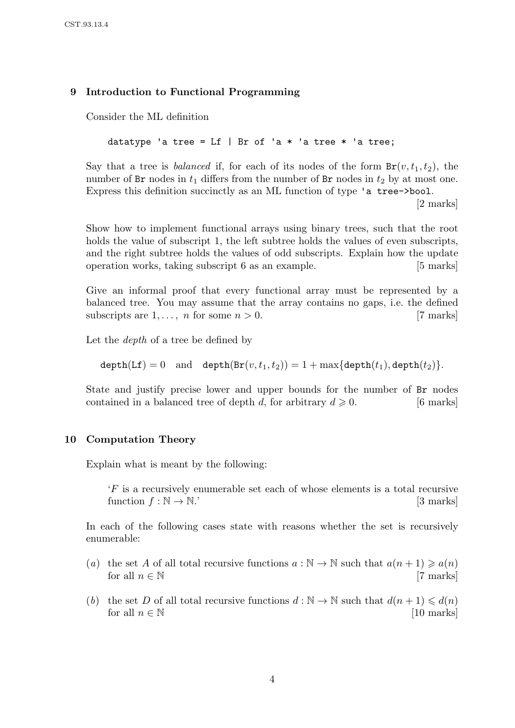## 9 Introduction to Functional Programming

Consider the ML definition

```
datatype 'a tree = Lf | Br of 'a * 'a tree * 'a tree;
```

Say that a tree is *balanced* if, for each of its nodes of the form $\text{Br}(v, t_1, t_2)$, the number of `Br` nodes in $t_1$ differs from the number of `Br` nodes in $t_2$ by at most one. Express this definition succinctly as an ML function of type `'a tree->bool`.

[2 marks]

Show how to implement functional arrays using binary trees, such that the root holds the value of subscript 1, the left subtree holds the values of even subscripts, and the right subtree holds the values of odd subscripts. Explain how the update operation works, taking subscript 6 as an example. [5 marks]

Give an informal proof that every functional array must be represented by a balanced tree. You may assume that the array contains no gaps, i.e. the defined subscripts are $1, \ldots, n$ for some $n > 0$. [7 marks]

Let the *depth* of a tree be defined by

$$\texttt{depth}(\texttt{Lf}) = 0 \quad \text{and} \quad \texttt{depth}(\texttt{Br}(v, t_1, t_2)) = 1 + \max\{\texttt{depth}(t_1), \texttt{depth}(t_2)\}.$$

State and justify precise lower and upper bounds for the number of `Br` nodes contained in a balanced tree of depth $d$, for arbitrary $d \geqslant 0$. [6 marks]

## 10 Computation Theory

Explain what is meant by the following:

> '$F$ is a recursively enumerable set each of whose elements is a total recursive function $f : \mathbb{N} \to \mathbb{N}$.' [3 marks]

In each of the following cases state with reasons whether the set is recursively enumerable:

(*a*) the set $A$ of all total recursive functions $a : \mathbb{N} \to \mathbb{N}$ such that $a(n+1) \geqslant a(n)$ for all $n \in \mathbb{N}$ [7 marks]

(*b*) the set $D$ of all total recursive functions $d : \mathbb{N} \to \mathbb{N}$ such that $d(n+1) \leqslant d(n)$ for all $n \in \mathbb{N}$ [10 marks]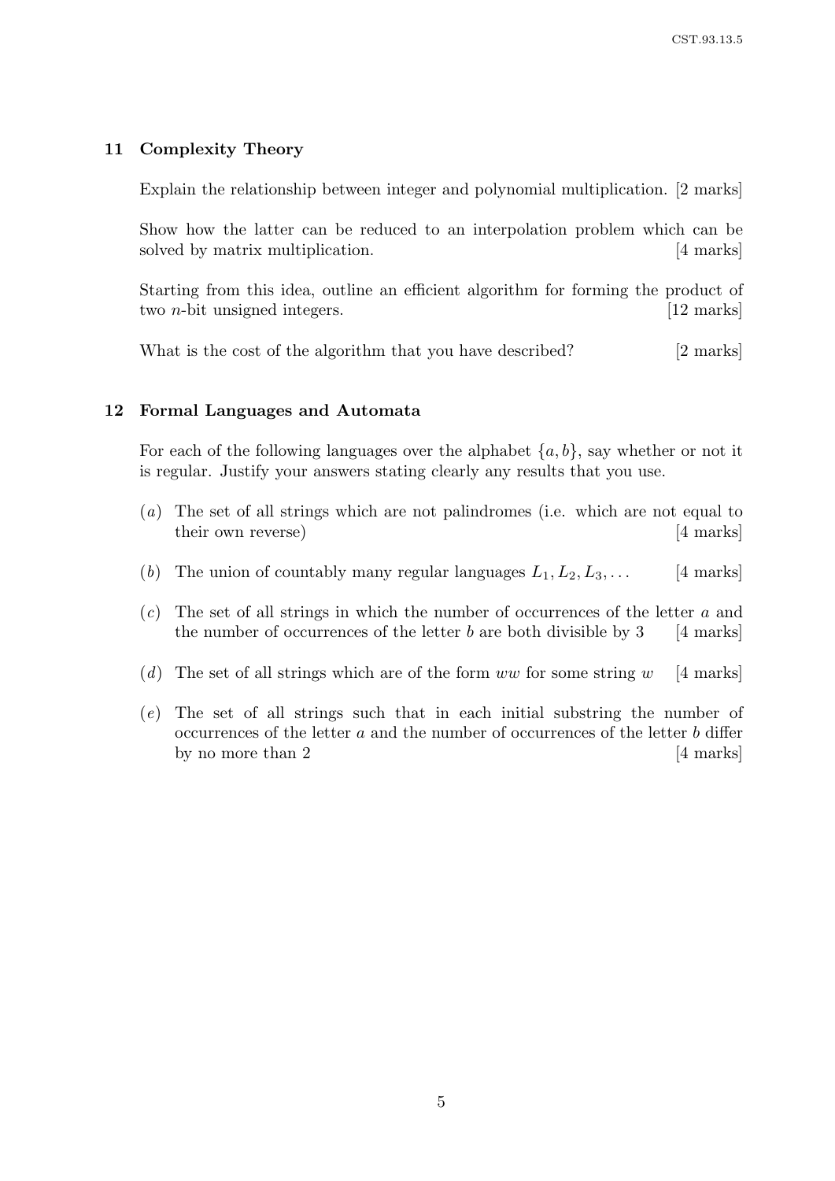## 11 Complexity Theory

Explain the relationship between integer and polynomial multiplication. [2 marks]

Show how the latter can be reduced to an interpolation problem which can be solved by matrix multiplication. [4 marks]

Starting from this idea, outline an efficient algorithm for forming the product of two $n$-bit unsigned integers. [12 marks]

What is the cost of the algorithm that you have described? [2 marks]

## 12 Formal Languages and Automata

For each of the following languages over the alphabet $\{a, b\}$, say whether or not it is regular. Justify your answers stating clearly any results that you use.

(*a*) The set of all strings which are not palindromes (i.e. which are not equal to their own reverse) [4 marks]

(*b*) The union of countably many regular languages $L_1, L_2, L_3, \ldots$ [4 marks]

(*c*) The set of all strings in which the number of occurrences of the letter $a$ and the number of occurrences of the letter $b$ are both divisible by 3 [4 marks]

(*d*) The set of all strings which are of the form $ww$ for some string $w$ [4 marks]

(*e*) The set of all strings such that in each initial substring the number of occurrences of the letter $a$ and the number of occurrences of the letter $b$ differ by no more than 2 [4 marks]